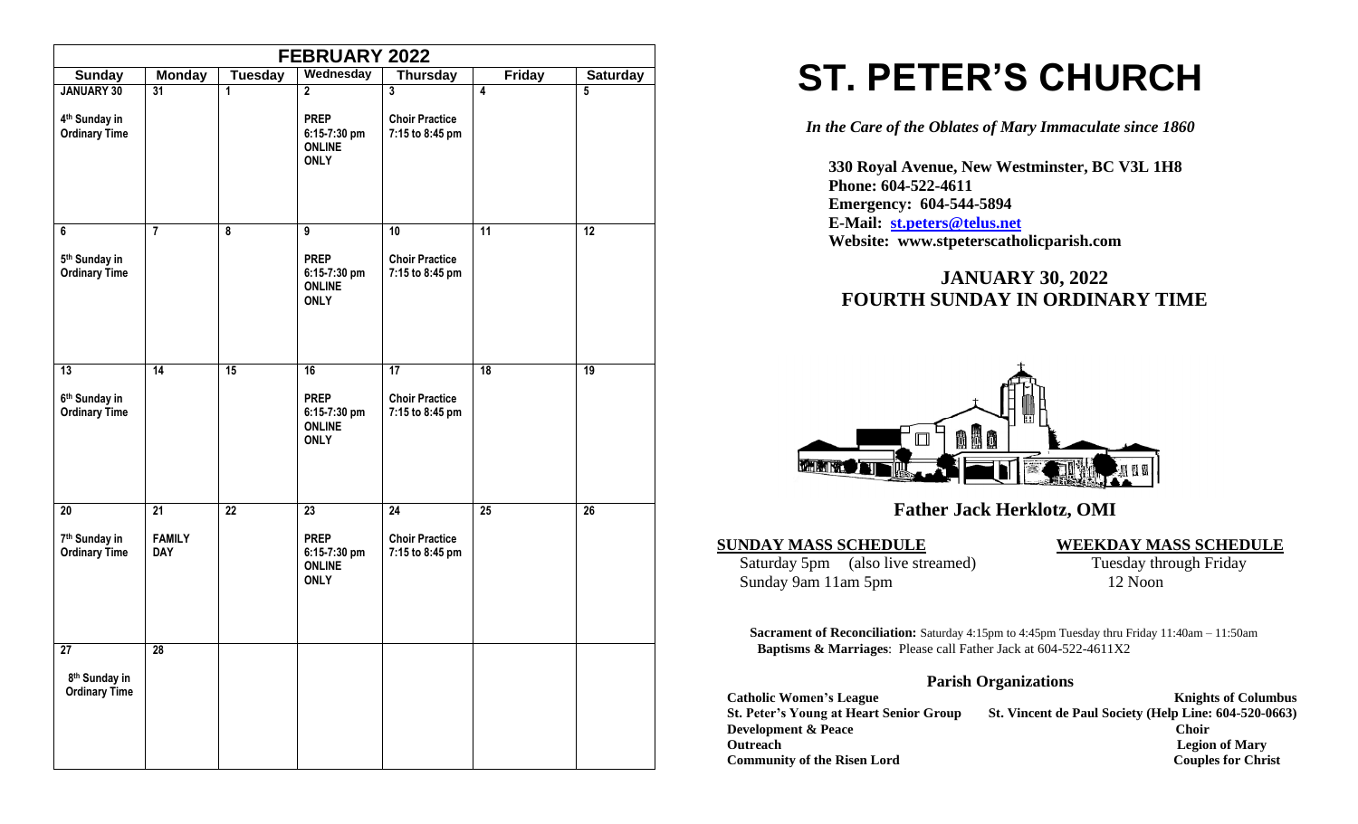| FEBRUARY 2022 | | | | | | |
|---|---|---|---|---|---|---|
| **Sunday** | **Monday** | **Tuesday** | **Wednesday** | **Thursday** | **Friday** | **Saturday** |
| **JANUARY 30**<br><br>**4th Sunday in Ordinary Time** | **31** | **1** | **2**<br><br>**PREP 6:15-7:30 pm ONLINE ONLY** | **3**<br><br>**Choir Practice 7:15 to 8:45 pm** | **4** | **5** |
| **6**<br><br>**5th Sunday in Ordinary Time** | **7** | **8** | **9**<br><br>**PREP 6:15-7:30 pm ONLINE ONLY** | **10**<br><br>**Choir Practice 7:15 to 8:45 pm** | **11** | **12** |
| **13**<br><br>**6th Sunday in Ordinary Time** | **14** | **15** | **16**<br><br>**PREP 6:15-7:30 pm ONLINE ONLY** | **17**<br><br>**Choir Practice 7:15 to 8:45 pm** | **18** | **19** |
| **20**<br><br>**7th Sunday in Ordinary Time** | **21**<br><br>**FAMILY DAY** | **22** | **23**<br><br>**PREP 6:15-7:30 pm ONLINE ONLY** | **24**<br><br>**Choir Practice 7:15 to 8:45 pm** | **25** | **26** |
| **27**<br><br>**8th Sunday in Ordinary Time** | **28** | | | | | |

# ST. PETER'S CHURCH

*In the Care of the Oblates of Mary Immaculate since 1860*

**330 Royal Avenue, New Westminster, BC V3L 1H8**
**Phone: 604-522-4611**
**Emergency: 604-544-5894**
**E-Mail: st.peters@telus.net**
**Website: www.stpeterscatholicparish.com**

## JANUARY 30, 2022
## FOURTH SUNDAY IN ORDINARY TIME

### Father Jack Herklotz, OMI

**SUNDAY MASS SCHEDULE**

Saturday 5pm (also live streamed)
Sunday 9am 11am 5pm

**WEEKDAY MASS SCHEDULE**

Tuesday through Friday
12 Noon

**Sacrament of Reconciliation:** Saturday 4:15pm to 4:45pm Tuesday thru Friday 11:40am – 11:50am
**Baptisms & Marriages**: Please call Father Jack at 604-522-4611X2

### Parish Organizations

**Catholic Women's League**
**St. Peter's Young at Heart Senior Group**
**Development & Peace**
**Outreach**
**Community of the Risen Lord**
**Knights of Columbus**
**St. Vincent de Paul Society (Help Line: 604-520-0663)**
**Choir**
**Legion of Mary**
**Couples for Christ**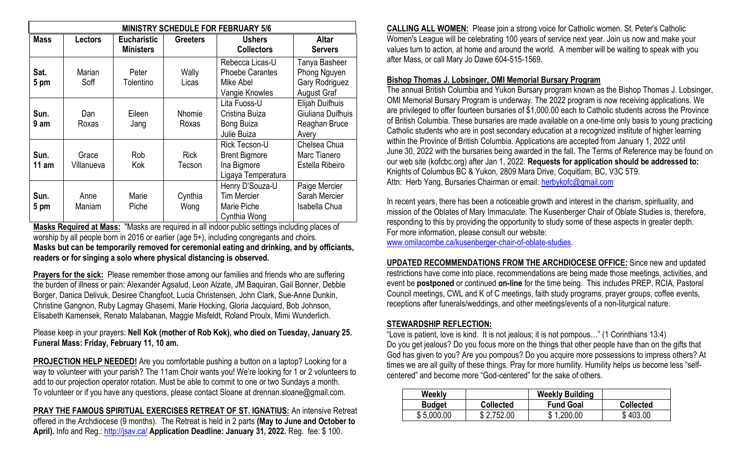| MINISTRY SCHEDULE FOR FEBRUARY 5/6 | | | | | |
|---|---|---|---|---|---|
| **Mass** | **Lectors** | **Eucharistic Ministers** | **Greeters** | **Ushers Collectors** | **Altar Servers** |
| **Sat. 5 pm** | Marian Soff | Peter Tolentino | Wally Licas | Rebecca Licas-U<br>Phoebe Carantes<br>Mike Abel<br>Vangie Knowles | Tanya Basheer<br>Phong Nguyen<br>Gary Rodriguez<br>August Graf |
| **Sun. 9 am** | Dan Roxas | Eileen Jang | Nhomie Roxas | Lita Fuoss-U<br>Cristina Buiza<br>Bong Buiza<br>Julie Buiza | Elijah Duifhuis<br>Giuliana Duifhuis<br>Reaghan Bruce<br>Avery |
| **Sun. 11 am** | Grace Villanueva | Rob Kok | Rick Tecson | Rick Tecson-U<br>Brent Bigmore<br>Ina Bigmore<br>Ligaya Temperatura | Chelsea Chua<br>Marc Tianero<br>Estella Ribeiro |
| **Sun. 5 pm** | Anne Maniam | Marie Piche | Cynthia Wong | Henry D'Souza-U<br>Tim Mercier<br>Marie Piche<br>Cynthia Wong | Paige Mercier<br>Sarah Mercier<br>Isabella Chua |

**Masks Required at Mass:** "Masks are required in all indoor public settings including places of worship by all people born in 2016 or earlier (age 5+), including congregants and choirs. **Masks but can be temporarily removed for ceremonial eating and drinking, and by officiants, readers or for singing a solo where physical distancing is observed.**

**Prayers for the sick:** Please remember those among our families and friends who are suffering the burden of illness or pain: Alexander Agsalud, Leon Alzate, JM Baquiran, Gail Bonner, Debbie Borger, Danica Delivuk, Desiree Changfoot, Lucia Christensen, John Clark, Sue-Anne Dunkin, Christine Gangnon, Ruby Lagmay Ghasemi, Marie Hocking, Gloria Jacquiard, Bob Johnson, Elisabeth Kamensek, Renato Malabanan, Maggie Misfeldt, Roland Proulx, Mimi Wunderlich.

Please keep in your prayers: **Nell Kok (mother of Rob Kok), who died on Tuesday, January 25. Funeral Mass: Friday, February 11, 10 am.**

**PROJECTION HELP NEEDED!** Are you comfortable pushing a button on a laptop? Looking for a way to volunteer with your parish? The 11am Choir wants you! We're looking for 1 or 2 volunteers to add to our projection operator rotation. Must be able to commit to one or two Sundays a month. To volunteer or if you have any questions, please contact Sloane at drennan.sloane@gmail.com.

**PRAY THE FAMOUS SPIRITUAL EXERCISES RETREAT OF ST. IGNATIUS:** An intensive Retreat offered in the Archdiocese (9 months). The Retreat is held in 2 parts **(May to June and October to April).** Info and Reg.: http://jsav.ca/ **Application Deadline: January 31, 2022.** Reg. fee: $ 100.

**CALLING ALL WOMEN:** Please join a strong voice for Catholic women. St. Peter's Catholic Women's League will be celebrating 100 years of service next year. Join us now and make your values turn to action, at home and around the world. A member will be waiting to speak with you after Mass, or call Mary Jo Dawe 604-515-1569.

**Bishop Thomas J. Lobsinger, OMI Memorial Bursary Program**

The annual British Columbia and Yukon Bursary program known as the Bishop Thomas J. Lobsinger, OMI Memorial Bursary Program is underway. The 2022 program is now receiving applications. We are privileged to offer fourteen bursaries of $1,000.00 each to Catholic students across the Province of British Columbia. These bursaries are made available on a one-time only basis to young practicing Catholic students who are in post secondary education at a recognized institute of higher learning within the Province of British Columbia. Applications are accepted from January 1, 2022 until June 30, 2022 with the bursaries being awarded in the fall. The Terms of Reference may be found on our web site (kofcbc.org) after Jan 1, 2022. **Requests for application should be addressed to:** Knights of Columbus BC & Yukon, 2809 Mara Drive, Coquitlam, BC, V3C 5T9.
Attn: Herb Yang, Bursaries Chairman or email: herbykofc@gmail.com

In recent years, there has been a noticeable growth and interest in the charism, spirituality, and mission of the Oblates of Mary Immaculate. The Kusenberger Chair of Oblate Studies is, therefore, responding to this by providing the opportunity to study some of these aspects in greater depth. For more information, please consult our website:
www.omilacombe.ca/kusenberger-chair-of-oblate-studies.

**UPDATED RECOMMENDATIONS FROM THE ARCHDIOCESE OFFICE:** Since new and updated restrictions have come into place, recommendations are being made those meetings, activities, and event be **postponed** or continued **on-line** for the time being. This includes PREP, RCIA, Pastoral Council meetings, CWL and K of C meetings, faith study programs, prayer groups, coffee events, receptions after funerals/weddings, and other meetings/events of a non-liturgical nature.

**STEWARDSHIP REFLECTION:**

"Love is patient, love is kind. It is not jealous; it is not pompous…" (1 Corinthians 13:4)
Do you get jealous? Do you focus more on the things that other people have than on the gifts that God has given to you? Are you pompous? Do you acquire more possessions to impress others? At times we are all guilty of these things. Pray for more humility. Humility helps us become less "self-centered" and become more "God-centered" for the sake of others.

| Weekly Budget | Collected | Weekly Building Fund Goal | Collected |
|---|---|---|---|
| $ 5,000.00 | $ 2,752.00 | $ 1,200.00 | $ 403.00 |